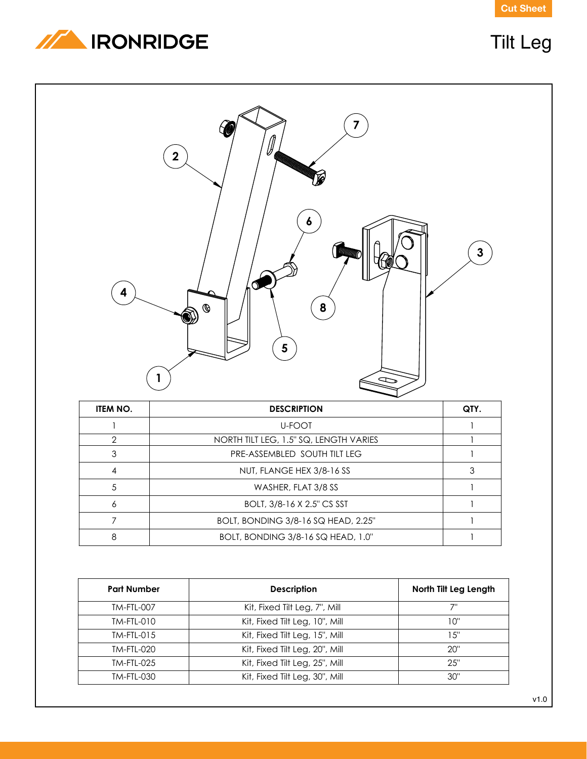Cut Sheet

IRONRIDGE

# Tilt Leg

| ITEM NO. | DESCRIPTION | QTY. |
|---|---|---|
| 1 | U-FOOT | 1 |
| 2 | NORTH TILT LEG, 1.5" SQ, LENGTH VARIES | 1 |
| 3 | PRE-ASSEMBLED SOUTH TILT LEG | 1 |
| 4 | NUT, FLANGE HEX 3/8-16 SS | 3 |
| 5 | WASHER, FLAT 3/8 SS | 1 |
| 6 | BOLT, 3/8-16 X 2.5" CS SST | 1 |
| 7 | BOLT, BONDING 3/8-16 SQ HEAD, 2.25" | 1 |
| 8 | BOLT, BONDING 3/8-16 SQ HEAD, 1.0" | 1 |

| Part Number | Description | North Tilt Leg Length |
|---|---|---|
| TM-FTL-007 | Kit, Fixed Tilt Leg, 7", Mill | 7" |
| TM-FTL-010 | Kit, Fixed Tilt Leg, 10", Mill | 10" |
| TM-FTL-015 | Kit, Fixed Tilt Leg, 15", Mill | 15" |
| TM-FTL-020 | Kit, Fixed Tilt Leg, 20", Mill | 20" |
| TM-FTL-025 | Kit, Fixed Tilt Leg, 25", Mill | 25" |
| TM-FTL-030 | Kit, Fixed Tilt Leg, 30", Mill | 30" |

v1.0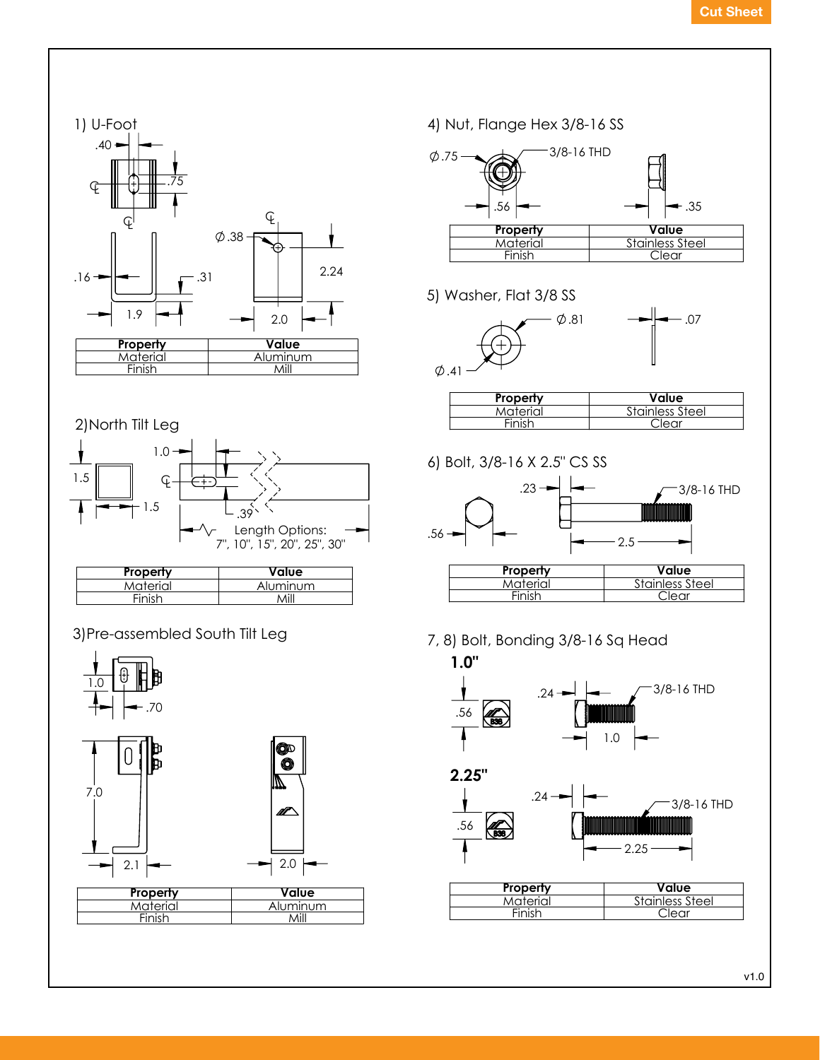1) U-Foot

.40
.75
.16
.31
1.9
Ø.38
2.24
2.0

| Property | Value |
|---|---|
| Material | Aluminum |
| Finish | Mill |

2)North Tilt Leg

1.5
1.5
1.0
.39
Length Options:
7", 10", 15", 20", 25", 30"

| Property | Value |
|---|---|
| Material | Aluminum |
| Finish | Mill |

3)Pre-assembled South Tilt Leg

1.0
.70
7.0
2.1
2.0

| Property | Value |
|---|---|
| Material | Aluminum |
| Finish | Mill |

4) Nut, Flange Hex 3/8-16 SS

Ø.75
3/8-16 THD
.56
.35

| Property | Value |
|---|---|
| Material | Stainless Steel |
| Finish | Clear |

5) Washer, Flat 3/8 SS

Ø.81
.07
Ø.41

| Property | Value |
|---|---|
| Material | Stainless Steel |
| Finish | Clear |

6) Bolt, 3/8-16 X 2.5" CS SS

.23
3/8-16 THD
.56
2.5

| Property | Value |
|---|---|
| Material | Stainless Steel |
| Finish | Clear |

7, 8) Bolt, Bonding 3/8-16 Sq Head

**1.0"**

.24
3/8-16 THD
.56
1.0

**2.25"**

.24
3/8-16 THD
.56
2.25

| Property | Value |
|---|---|
| Material | Stainless Steel |
| Finish | Clear |

v1.0